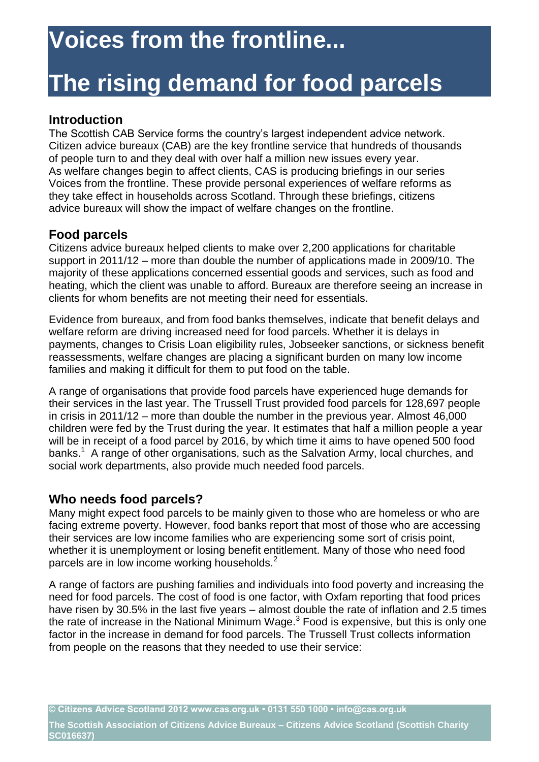# Voices from the frontline...

# The rising demand for food parcels

## Introduction

The Scottish CAB Service forms the country's largest independent advice network. Citizen advice bureaux (CAB) are the key frontline service that hundreds of thousands of people turn to and they deal with over half a million new issues every year. As welfare changes begin to affect clients, CAS is producing briefings in our series Voices from the frontline. These provide personal experiences of welfare reforms as they take effect in households across Scotland. Through these briefings, citizens advice bureaux will show the impact of welfare changes on the frontline.

## Food parcels

Citizens advice bureaux helped clients to make over 2,200 applications for charitable support in 2011/12 – more than double the number of applications made in 2009/10. The majority of these applications concerned essential goods and services, such as food and heating, which the client was unable to afford. Bureaux are therefore seeing an increase in clients for whom benefits are not meeting their need for essentials.

Evidence from bureaux, and from food banks themselves, indicate that benefit delays and welfare reform are driving increased need for food parcels. Whether it is delays in payments, changes to Crisis Loan eligibility rules, Jobseeker sanctions, or sickness benefit reassessments, welfare changes are placing a significant burden on many low income families and making it difficult for them to put food on the table.

A range of organisations that provide food parcels have experienced huge demands for their services in the last year. The Trussell Trust provided food parcels for 128,697 people in crisis in 2011/12 – more than double the number in the previous year. Almost 46,000 children were fed by the Trust during the year. It estimates that half a million people a year will be in receipt of a food parcel by 2016, by which time it aims to have opened 500 food banks.[1] A range of other organisations, such as the Salvation Army, local churches, and social work departments, also provide much needed food parcels.

## Who needs food parcels?

Many might expect food parcels to be mainly given to those who are homeless or who are facing extreme poverty. However, food banks report that most of those who are accessing their services are low income families who are experiencing some sort of crisis point, whether it is unemployment or losing benefit entitlement. Many of those who need food parcels are in low income working households.[2]

A range of factors are pushing families and individuals into food poverty and increasing the need for food parcels. The cost of food is one factor, with Oxfam reporting that food prices have risen by 30.5% in the last five years – almost double the rate of inflation and 2.5 times the rate of increase in the National Minimum Wage.[3] Food is expensive, but this is only one factor in the increase in demand for food parcels. The Trussell Trust collects information from people on the reasons that they needed to use their service: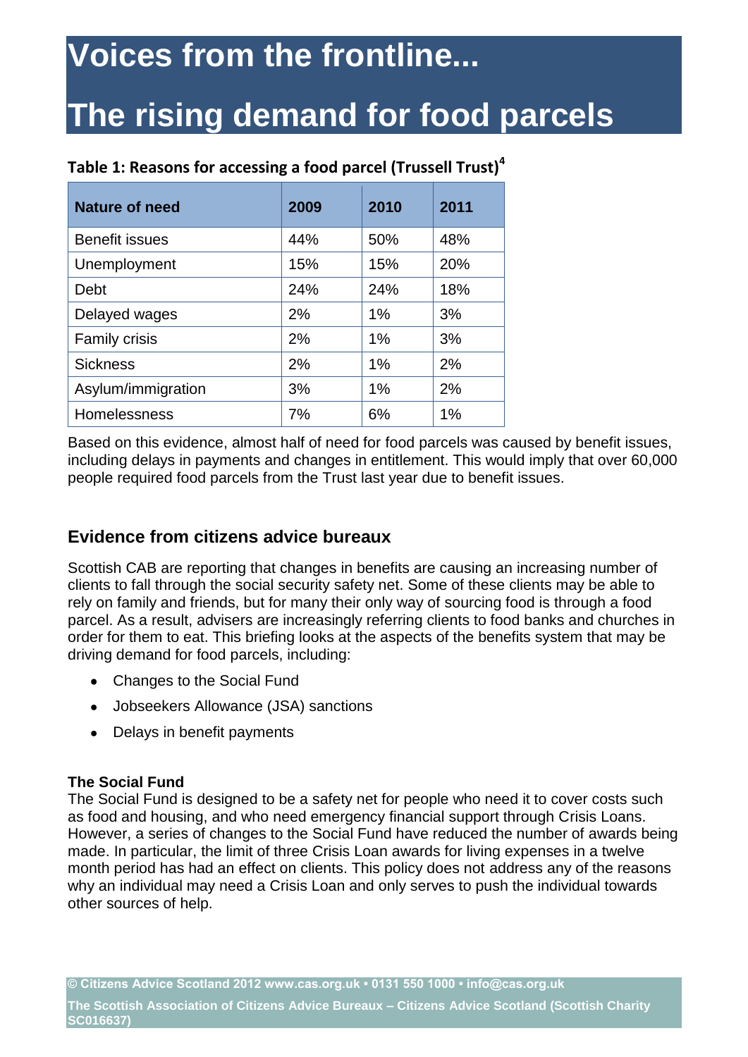# Voices from the frontline...

# The rising demand for food parcels

**Table 1: Reasons for accessing a food parcel (Trussell Trust)[4]**

| Nature of need | 2009 | 2010 | 2011 |
|---|---|---|---|
| Benefit issues | 44% | 50% | 48% |
| Unemployment | 15% | 15% | 20% |
| Debt | 24% | 24% | 18% |
| Delayed wages | 2% | 1% | 3% |
| Family crisis | 2% | 1% | 3% |
| Sickness | 2% | 1% | 2% |
| Asylum/immigration | 3% | 1% | 2% |
| Homelessness | 7% | 6% | 1% |

Based on this evidence, almost half of need for food parcels was caused by benefit issues, including delays in payments and changes in entitlement. This would imply that over 60,000 people required food parcels from the Trust last year due to benefit issues.

## Evidence from citizens advice bureaux

Scottish CAB are reporting that changes in benefits are causing an increasing number of clients to fall through the social security safety net. Some of these clients may be able to rely on family and friends, but for many their only way of sourcing food is through a food parcel. As a result, advisers are increasingly referring clients to food banks and churches in order for them to eat. This briefing looks at the aspects of the benefits system that may be driving demand for food parcels, including:

- Changes to the Social Fund
- Jobseekers Allowance (JSA) sanctions
- Delays in benefit payments

### The Social Fund

The Social Fund is designed to be a safety net for people who need it to cover costs such as food and housing, and who need emergency financial support through Crisis Loans. However, a series of changes to the Social Fund have reduced the number of awards being made. In particular, the limit of three Crisis Loan awards for living expenses in a twelve month period has had an effect on clients. This policy does not address any of the reasons why an individual may need a Crisis Loan and only serves to push the individual towards other sources of help.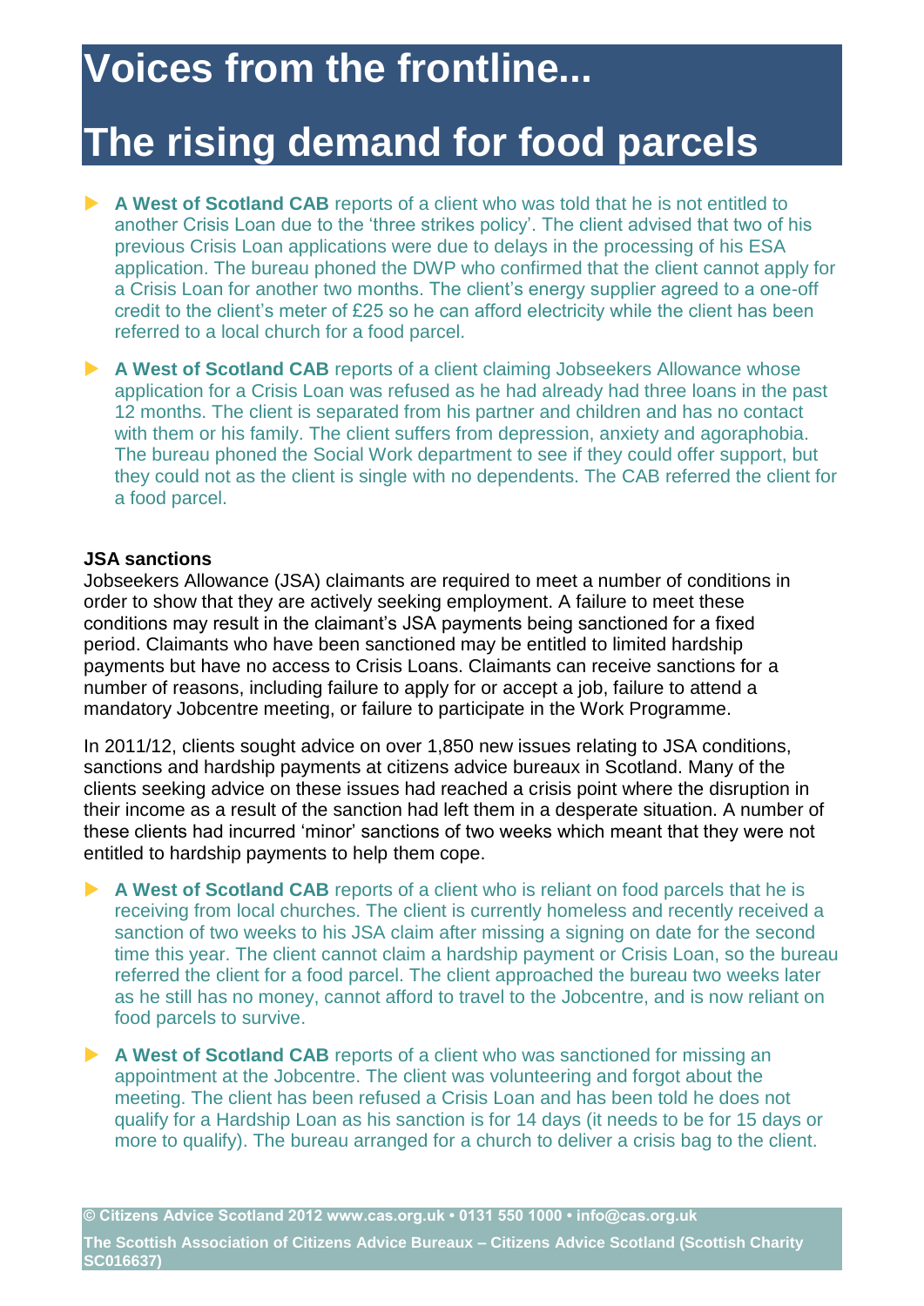# Voices from the frontline...

# The rising demand for food parcels

- **A West of Scotland CAB** reports of a client who was told that he is not entitled to another Crisis Loan due to the 'three strikes policy'. The client advised that two of his previous Crisis Loan applications were due to delays in the processing of his ESA application. The bureau phoned the DWP who confirmed that the client cannot apply for a Crisis Loan for another two months. The client's energy supplier agreed to a one-off credit to the client's meter of £25 so he can afford electricity while the client has been referred to a local church for a food parcel.

- **A West of Scotland CAB** reports of a client claiming Jobseekers Allowance whose application for a Crisis Loan was refused as he had already had three loans in the past 12 months. The client is separated from his partner and children and has no contact with them or his family. The client suffers from depression, anxiety and agoraphobia. The bureau phoned the Social Work department to see if they could offer support, but they could not as the client is single with no dependents. The CAB referred the client for a food parcel.

**JSA sanctions**

Jobseekers Allowance (JSA) claimants are required to meet a number of conditions in order to show that they are actively seeking employment. A failure to meet these conditions may result in the claimant's JSA payments being sanctioned for a fixed period. Claimants who have been sanctioned may be entitled to limited hardship payments but have no access to Crisis Loans. Claimants can receive sanctions for a number of reasons, including failure to apply for or accept a job, failure to attend a mandatory Jobcentre meeting, or failure to participate in the Work Programme.

In 2011/12, clients sought advice on over 1,850 new issues relating to JSA conditions, sanctions and hardship payments at citizens advice bureaux in Scotland. Many of the clients seeking advice on these issues had reached a crisis point where the disruption in their income as a result of the sanction had left them in a desperate situation. A number of these clients had incurred 'minor' sanctions of two weeks which meant that they were not entitled to hardship payments to help them cope.

- **A West of Scotland CAB** reports of a client who is reliant on food parcels that he is receiving from local churches. The client is currently homeless and recently received a sanction of two weeks to his JSA claim after missing a signing on date for the second time this year. The client cannot claim a hardship payment or Crisis Loan, so the bureau referred the client for a food parcel. The client approached the bureau two weeks later as he still has no money, cannot afford to travel to the Jobcentre, and is now reliant on food parcels to survive.

- **A West of Scotland CAB** reports of a client who was sanctioned for missing an appointment at the Jobcentre. The client was volunteering and forgot about the meeting. The client has been refused a Crisis Loan and has been told he does not qualify for a Hardship Loan as his sanction is for 14 days (it needs to be for 15 days or more to qualify). The bureau arranged for a church to deliver a crisis bag to the client.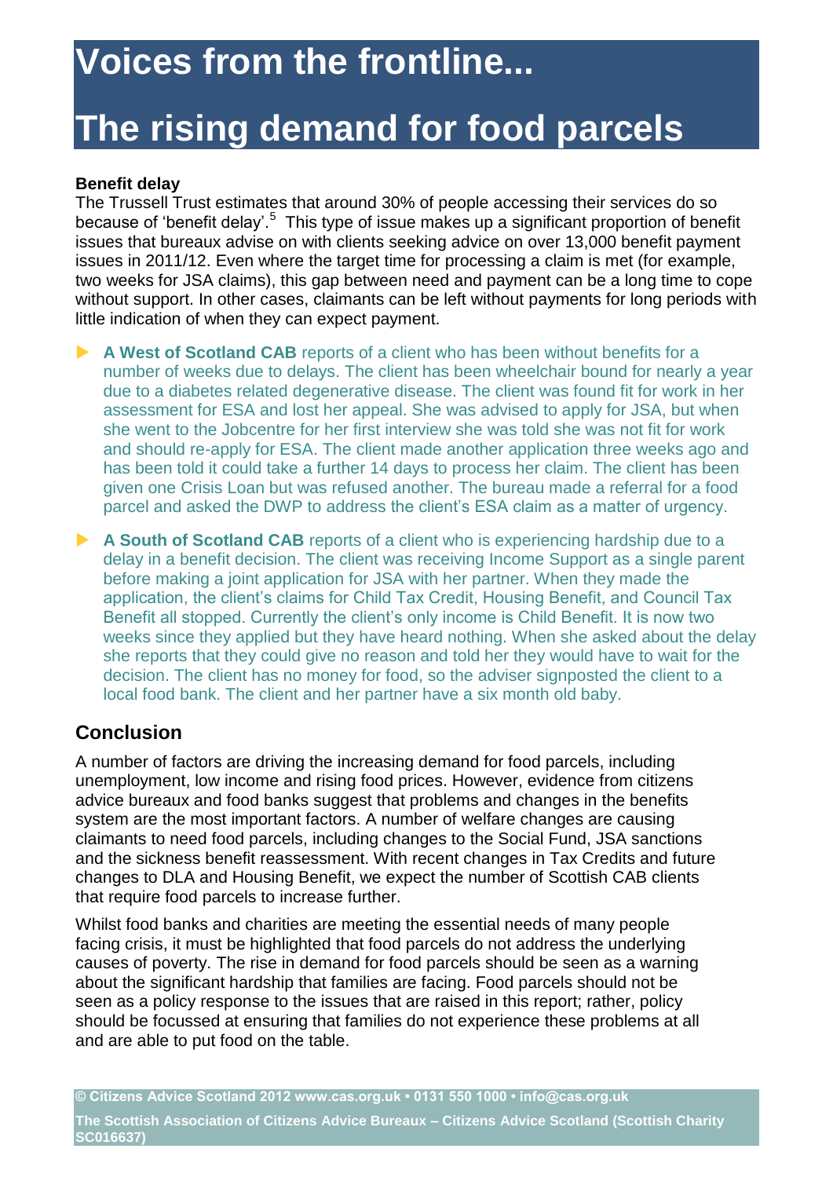# Voices from the frontline...

# The rising demand for food parcels

**Benefit delay**

The Trussell Trust estimates that around 30% of people accessing their services do so because of 'benefit delay'.[5] This type of issue makes up a significant proportion of benefit issues that bureaux advise on with clients seeking advice on over 13,000 benefit payment issues in 2011/12. Even where the target time for processing a claim is met (for example, two weeks for JSA claims), this gap between need and payment can be a long time to cope without support. In other cases, claimants can be left without payments for long periods with little indication of when they can expect payment.

- **A West of Scotland CAB** reports of a client who has been without benefits for a number of weeks due to delays. The client has been wheelchair bound for nearly a year due to a diabetes related degenerative disease. The client was found fit for work in her assessment for ESA and lost her appeal. She was advised to apply for JSA, but when she went to the Jobcentre for her first interview she was told she was not fit for work and should re-apply for ESA. The client made another application three weeks ago and has been told it could take a further 14 days to process her claim. The client has been given one Crisis Loan but was refused another. The bureau made a referral for a food parcel and asked the DWP to address the client's ESA claim as a matter of urgency.

- **A South of Scotland CAB** reports of a client who is experiencing hardship due to a delay in a benefit decision. The client was receiving Income Support as a single parent before making a joint application for JSA with her partner. When they made the application, the client's claims for Child Tax Credit, Housing Benefit, and Council Tax Benefit all stopped. Currently the client's only income is Child Benefit. It is now two weeks since they applied but they have heard nothing. When she asked about the delay she reports that they could give no reason and told her they would have to wait for the decision. The client has no money for food, so the adviser signposted the client to a local food bank. The client and her partner have a six month old baby.

## Conclusion

A number of factors are driving the increasing demand for food parcels, including unemployment, low income and rising food prices. However, evidence from citizens advice bureaux and food banks suggest that problems and changes in the benefits system are the most important factors. A number of welfare changes are causing claimants to need food parcels, including changes to the Social Fund, JSA sanctions and the sickness benefit reassessment. With recent changes in Tax Credits and future changes to DLA and Housing Benefit, we expect the number of Scottish CAB clients that require food parcels to increase further.

Whilst food banks and charities are meeting the essential needs of many people facing crisis, it must be highlighted that food parcels do not address the underlying causes of poverty. The rise in demand for food parcels should be seen as a warning about the significant hardship that families are facing. Food parcels should not be seen as a policy response to the issues that are raised in this report; rather, policy should be focussed at ensuring that families do not experience these problems at all and are able to put food on the table.

**© Citizens Advice Scotland 2012 www.cas.org.uk • 0131 550 1000 • info@cas.org.uk**

**The Scottish Association of Citizens Advice Bureaux – Citizens Advice Scotland (Scottish Charity SC016637)**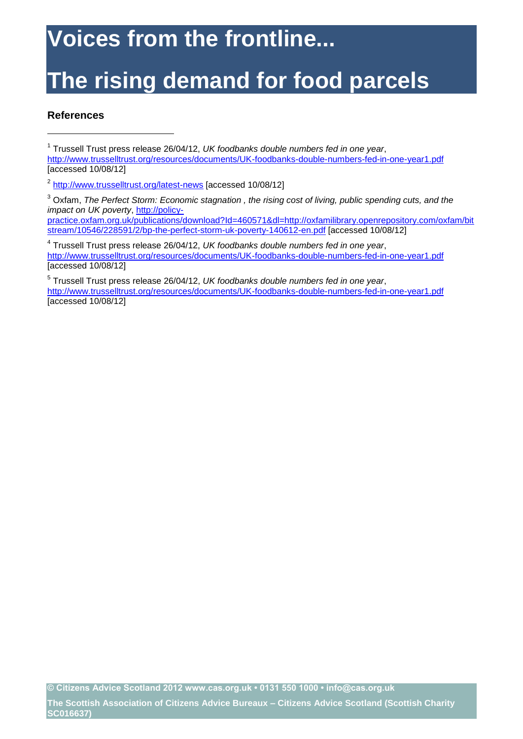# Voices from the frontline...

# The rising demand for food parcels

**References**

[1] Trussell Trust press release 26/04/12, *UK foodbanks double numbers fed in one year*, http://www.trusselltrust.org/resources/documents/UK-foodbanks-double-numbers-fed-in-one-year1.pdf [accessed 10/08/12]

[2] http://www.trusselltrust.org/latest-news [accessed 10/08/12]

[3] Oxfam, *The Perfect Storm: Economic stagnation , the rising cost of living, public spending cuts, and the impact on UK poverty*, http://policy-practice.oxfam.org.uk/publications/download?Id=460571&dl=http://oxfamilibrary.openrepository.com/oxfam/bitstream/10546/228591/2/bp-the-perfect-storm-uk-poverty-140612-en.pdf [accessed 10/08/12]

[4] Trussell Trust press release 26/04/12, *UK foodbanks double numbers fed in one year*, http://www.trusselltrust.org/resources/documents/UK-foodbanks-double-numbers-fed-in-one-year1.pdf [accessed 10/08/12]

[5] Trussell Trust press release 26/04/12, *UK foodbanks double numbers fed in one year*, http://www.trusselltrust.org/resources/documents/UK-foodbanks-double-numbers-fed-in-one-year1.pdf [accessed 10/08/12]

**© Citizens Advice Scotland 2012 www.cas.org.uk • 0131 550 1000 • info@cas.org.uk**

**The Scottish Association of Citizens Advice Bureaux – Citizens Advice Scotland (Scottish Charity SC016637)**